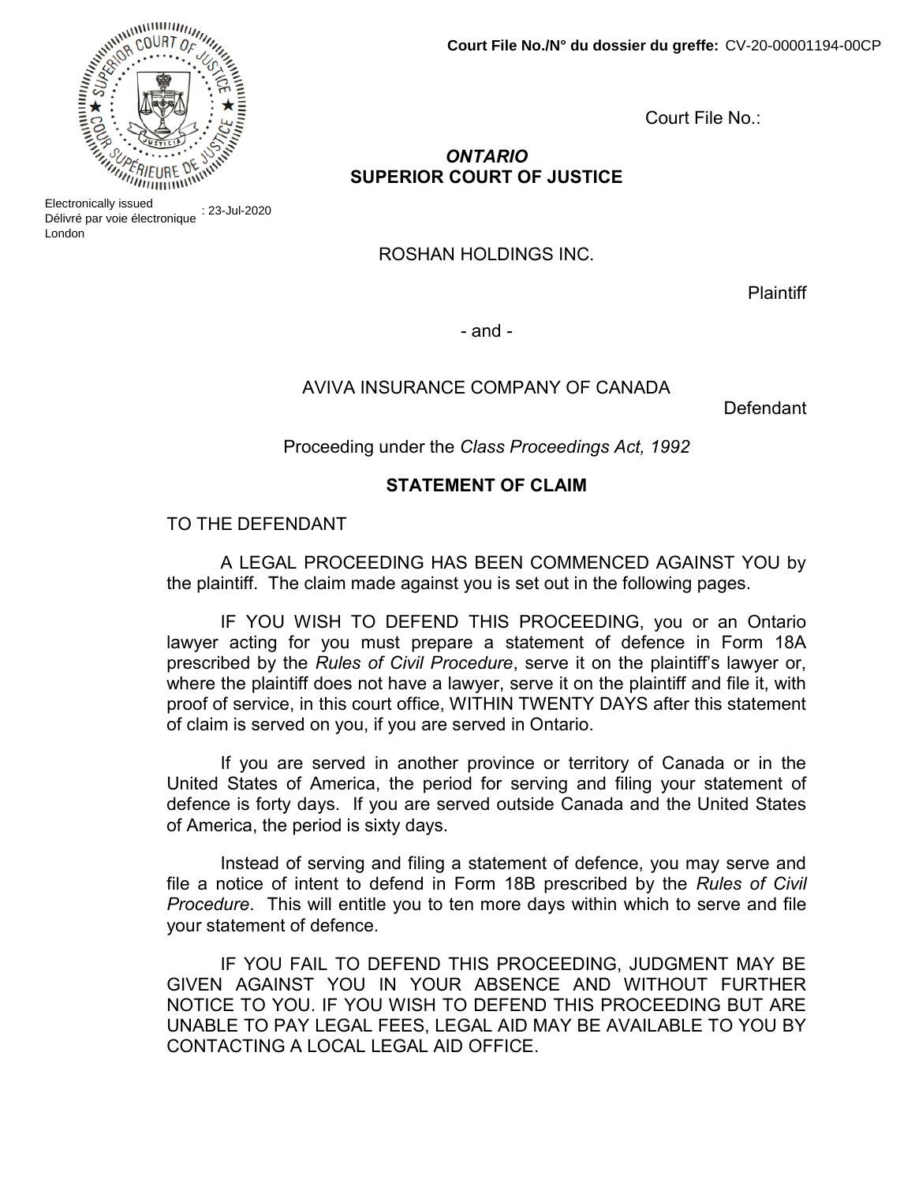**Court File No./N° du dossier du greffe:** CV-20-00001194-00CP

Electronically issued
Délivré par voie électronique : 23-Jul-2020
London

Court File No.:

***ONTARIO***
**SUPERIOR COURT OF JUSTICE**

ROSHAN HOLDINGS INC.

Plaintiff

- and -

AVIVA INSURANCE COMPANY OF CANADA

Defendant

Proceeding under the *Class Proceedings Act, 1992*

**STATEMENT OF CLAIM**

TO THE DEFENDANT

A LEGAL PROCEEDING HAS BEEN COMMENCED AGAINST YOU by the plaintiff. The claim made against you is set out in the following pages.

IF YOU WISH TO DEFEND THIS PROCEEDING, you or an Ontario lawyer acting for you must prepare a statement of defence in Form 18A prescribed by the *Rules of Civil Procedure*, serve it on the plaintiff's lawyer or, where the plaintiff does not have a lawyer, serve it on the plaintiff and file it, with proof of service, in this court office, WITHIN TWENTY DAYS after this statement of claim is served on you, if you are served in Ontario.

If you are served in another province or territory of Canada or in the United States of America, the period for serving and filing your statement of defence is forty days. If you are served outside Canada and the United States of America, the period is sixty days.

Instead of serving and filing a statement of defence, you may serve and file a notice of intent to defend in Form 18B prescribed by the *Rules of Civil Procedure*. This will entitle you to ten more days within which to serve and file your statement of defence.

IF YOU FAIL TO DEFEND THIS PROCEEDING, JUDGMENT MAY BE GIVEN AGAINST YOU IN YOUR ABSENCE AND WITHOUT FURTHER NOTICE TO YOU. IF YOU WISH TO DEFEND THIS PROCEEDING BUT ARE UNABLE TO PAY LEGAL FEES, LEGAL AID MAY BE AVAILABLE TO YOU BY CONTACTING A LOCAL LEGAL AID OFFICE.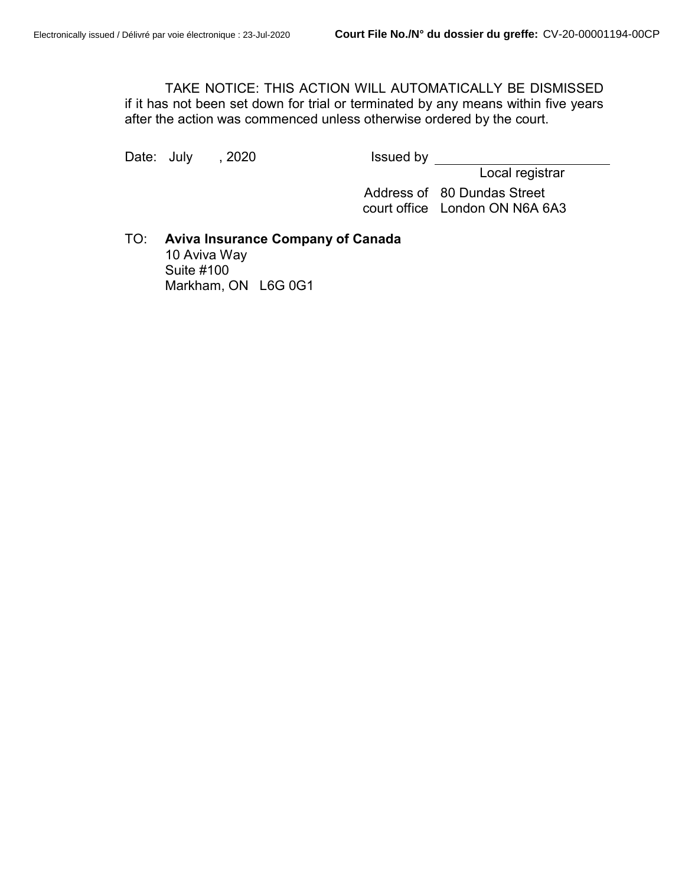TAKE NOTICE: THIS ACTION WILL AUTOMATICALLY BE DISMISSED if it has not been set down for trial or terminated by any means within five years after the action was commenced unless otherwise ordered by the court.

Date: July , 2020 Issued by ______________________

Local registrar

Address of court office 80 Dundas Street London ON N6A 6A3

TO: **Aviva Insurance Company of Canada**
10 Aviva Way
Suite #100
Markham, ON L6G 0G1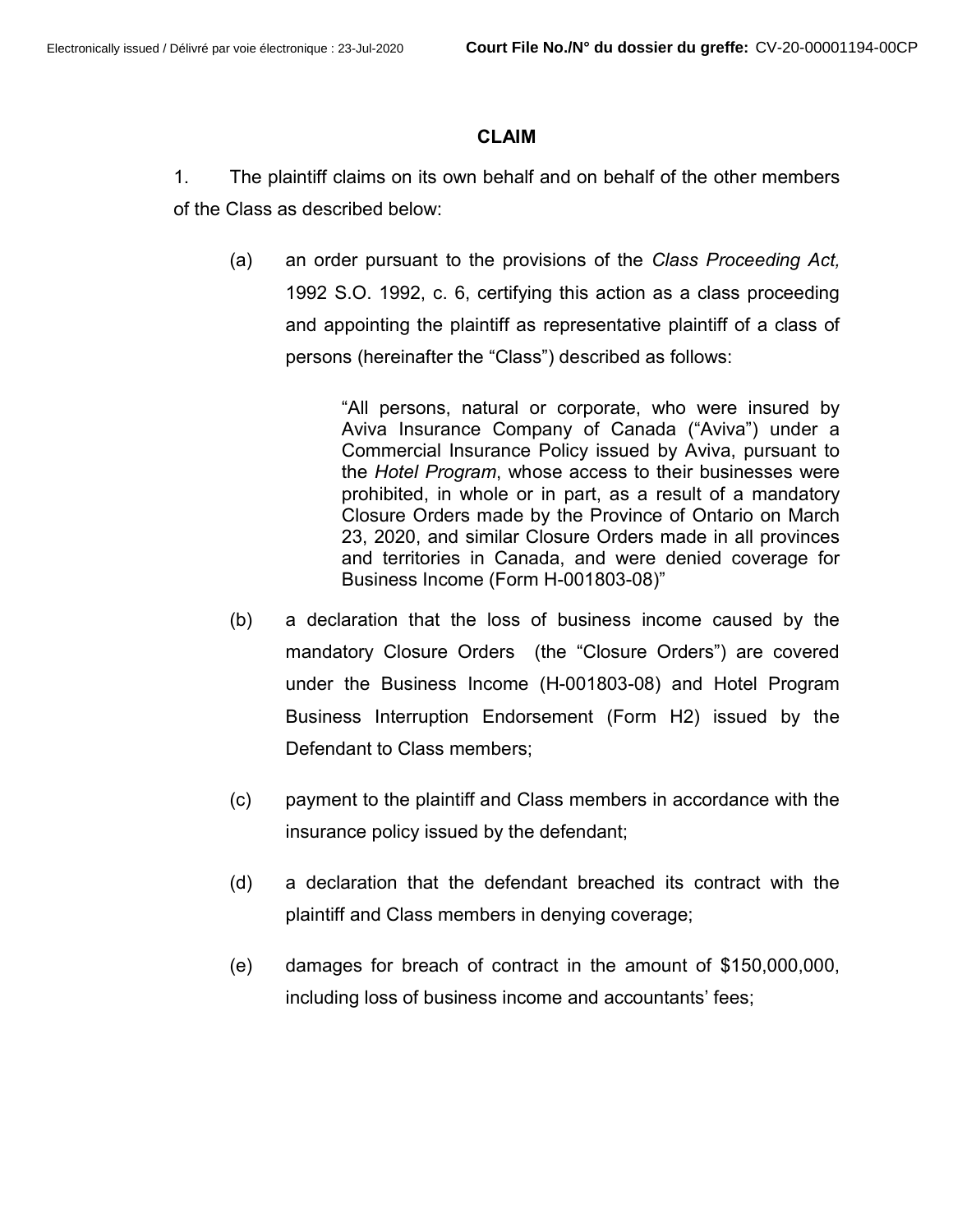**CLAIM**

1. The plaintiff claims on its own behalf and on behalf of the other members of the Class as described below:

(a) an order pursuant to the provisions of the *Class Proceeding Act,* 1992 S.O. 1992, c. 6, certifying this action as a class proceeding and appointing the plaintiff as representative plaintiff of a class of persons (hereinafter the "Class") described as follows:

> "All persons, natural or corporate, who were insured by Aviva Insurance Company of Canada ("Aviva") under a Commercial Insurance Policy issued by Aviva, pursuant to the *Hotel Program*, whose access to their businesses were prohibited, in whole or in part, as a result of a mandatory Closure Orders made by the Province of Ontario on March 23, 2020, and similar Closure Orders made in all provinces and territories in Canada, and were denied coverage for Business Income (Form H-001803-08)"

(b) a declaration that the loss of business income caused by the mandatory Closure Orders (the "Closure Orders") are covered under the Business Income (H-001803-08) and Hotel Program Business Interruption Endorsement (Form H2) issued by the Defendant to Class members;

(c) payment to the plaintiff and Class members in accordance with the insurance policy issued by the defendant;

(d) a declaration that the defendant breached its contract with the plaintiff and Class members in denying coverage;

(e) damages for breach of contract in the amount of $150,000,000, including loss of business income and accountants' fees;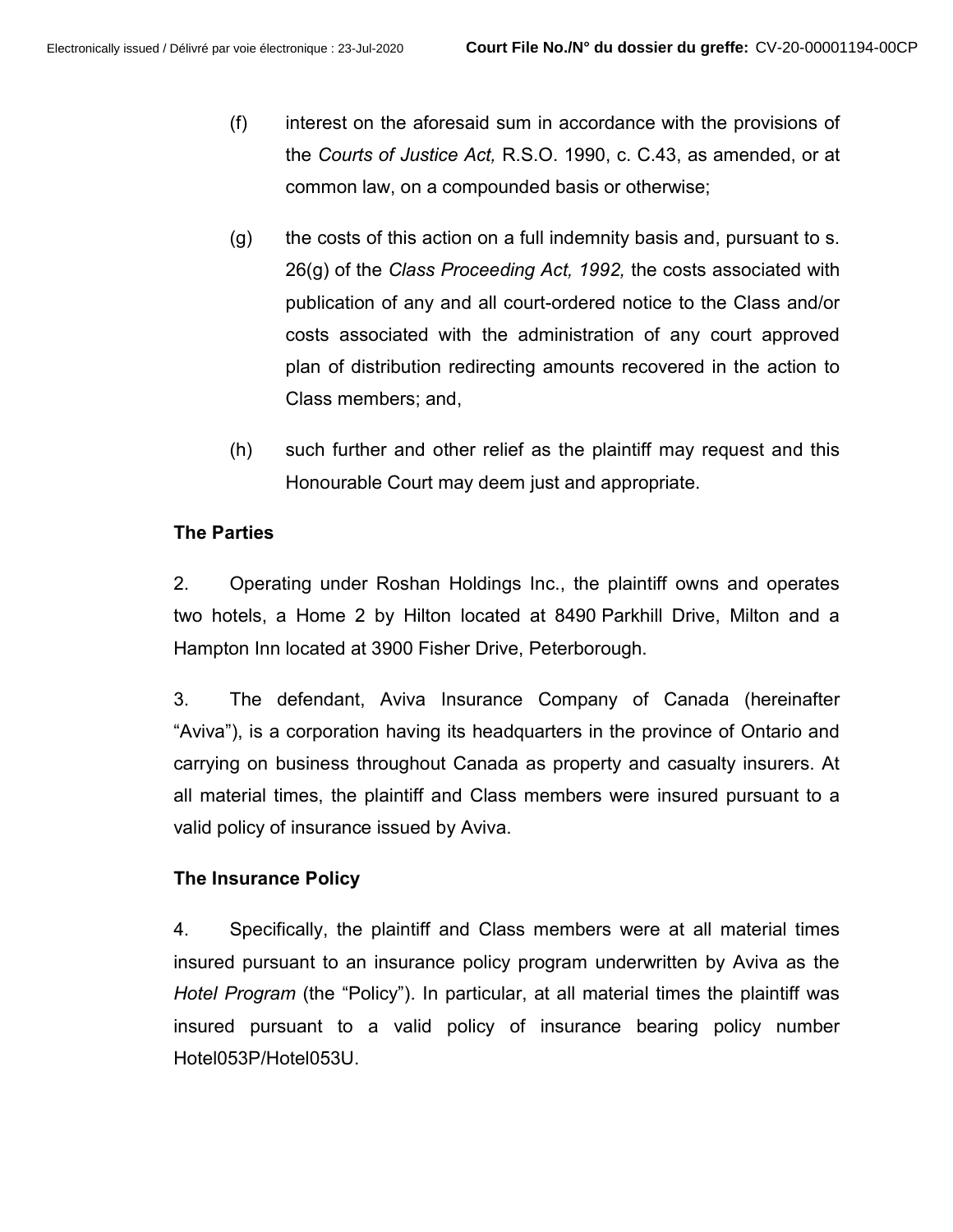(f) interest on the aforesaid sum in accordance with the provisions of the *Courts of Justice Act,* R.S.O. 1990, c. C.43, as amended, or at common law, on a compounded basis or otherwise;

(g) the costs of this action on a full indemnity basis and, pursuant to s. 26(g) of the *Class Proceeding Act, 1992,* the costs associated with publication of any and all court-ordered notice to the Class and/or costs associated with the administration of any court approved plan of distribution redirecting amounts recovered in the action to Class members; and,

(h) such further and other relief as the plaintiff may request and this Honourable Court may deem just and appropriate.

**The Parties**

2. Operating under Roshan Holdings Inc., the plaintiff owns and operates two hotels, a Home 2 by Hilton located at 8490 Parkhill Drive, Milton and a Hampton Inn located at 3900 Fisher Drive, Peterborough.

3. The defendant, Aviva Insurance Company of Canada (hereinafter "Aviva"), is a corporation having its headquarters in the province of Ontario and carrying on business throughout Canada as property and casualty insurers. At all material times, the plaintiff and Class members were insured pursuant to a valid policy of insurance issued by Aviva.

**The Insurance Policy**

4. Specifically, the plaintiff and Class members were at all material times insured pursuant to an insurance policy program underwritten by Aviva as the *Hotel Program* (the "Policy"). In particular, at all material times the plaintiff was insured pursuant to a valid policy of insurance bearing policy number Hotel053P/Hotel053U.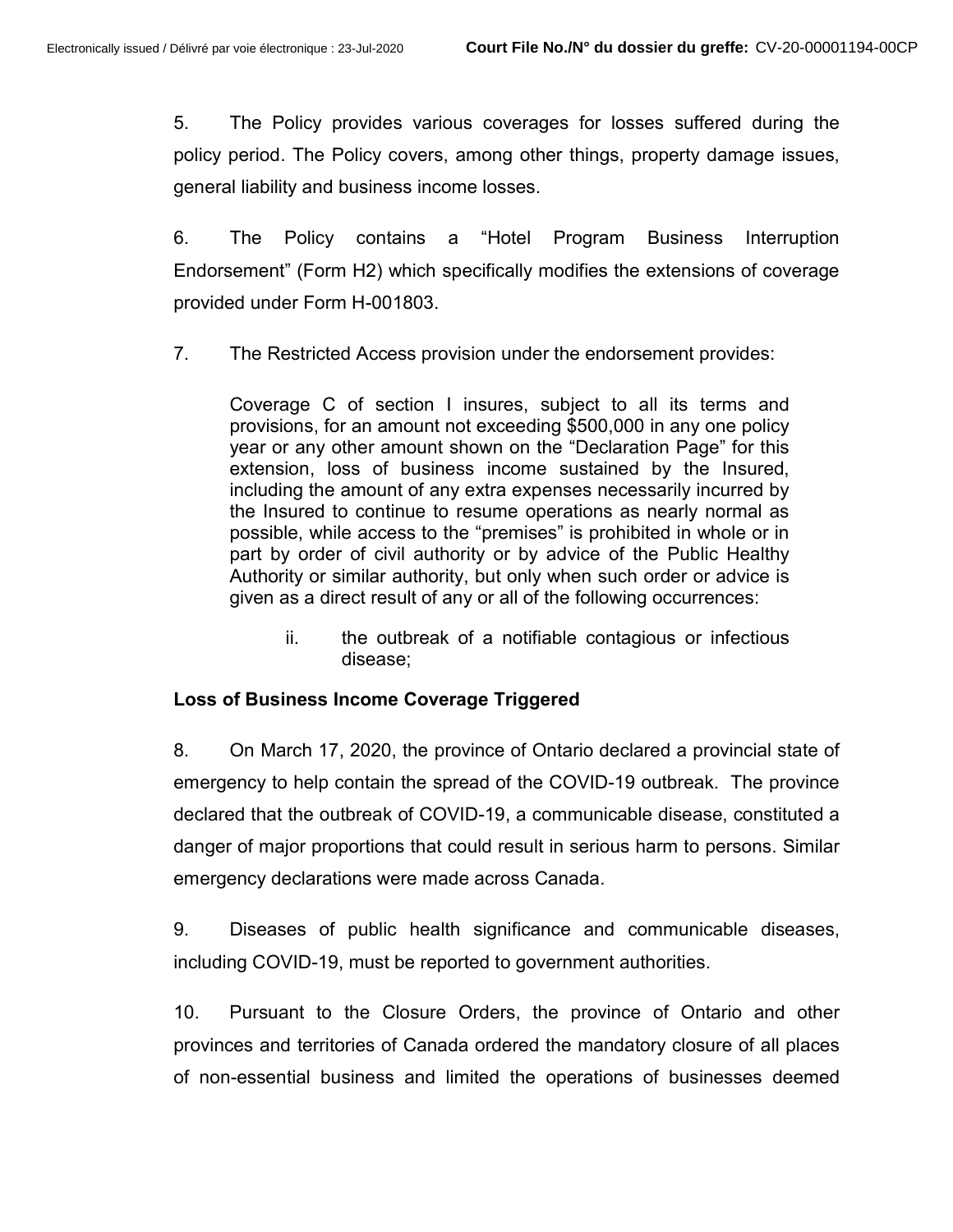5. The Policy provides various coverages for losses suffered during the policy period. The Policy covers, among other things, property damage issues, general liability and business income losses.

6. The Policy contains a "Hotel Program Business Interruption Endorsement" (Form H2) which specifically modifies the extensions of coverage provided under Form H-001803.

7. The Restricted Access provision under the endorsement provides:

> Coverage C of section I insures, subject to all its terms and provisions, for an amount not exceeding $500,000 in any one policy year or any other amount shown on the "Declaration Page" for this extension, loss of business income sustained by the Insured, including the amount of any extra expenses necessarily incurred by the Insured to continue to resume operations as nearly normal as possible, while access to the "premises" is prohibited in whole or in part by order of civil authority or by advice of the Public Healthy Authority or similar authority, but only when such order or advice is given as a direct result of any or all of the following occurrences:
>
> ii. the outbreak of a notifiable contagious or infectious disease;

**Loss of Business Income Coverage Triggered**

8. On March 17, 2020, the province of Ontario declared a provincial state of emergency to help contain the spread of the COVID-19 outbreak. The province declared that the outbreak of COVID-19, a communicable disease, constituted a danger of major proportions that could result in serious harm to persons. Similar emergency declarations were made across Canada.

9. Diseases of public health significance and communicable diseases, including COVID-19, must be reported to government authorities.

10. Pursuant to the Closure Orders, the province of Ontario and other provinces and territories of Canada ordered the mandatory closure of all places of non-essential business and limited the operations of businesses deemed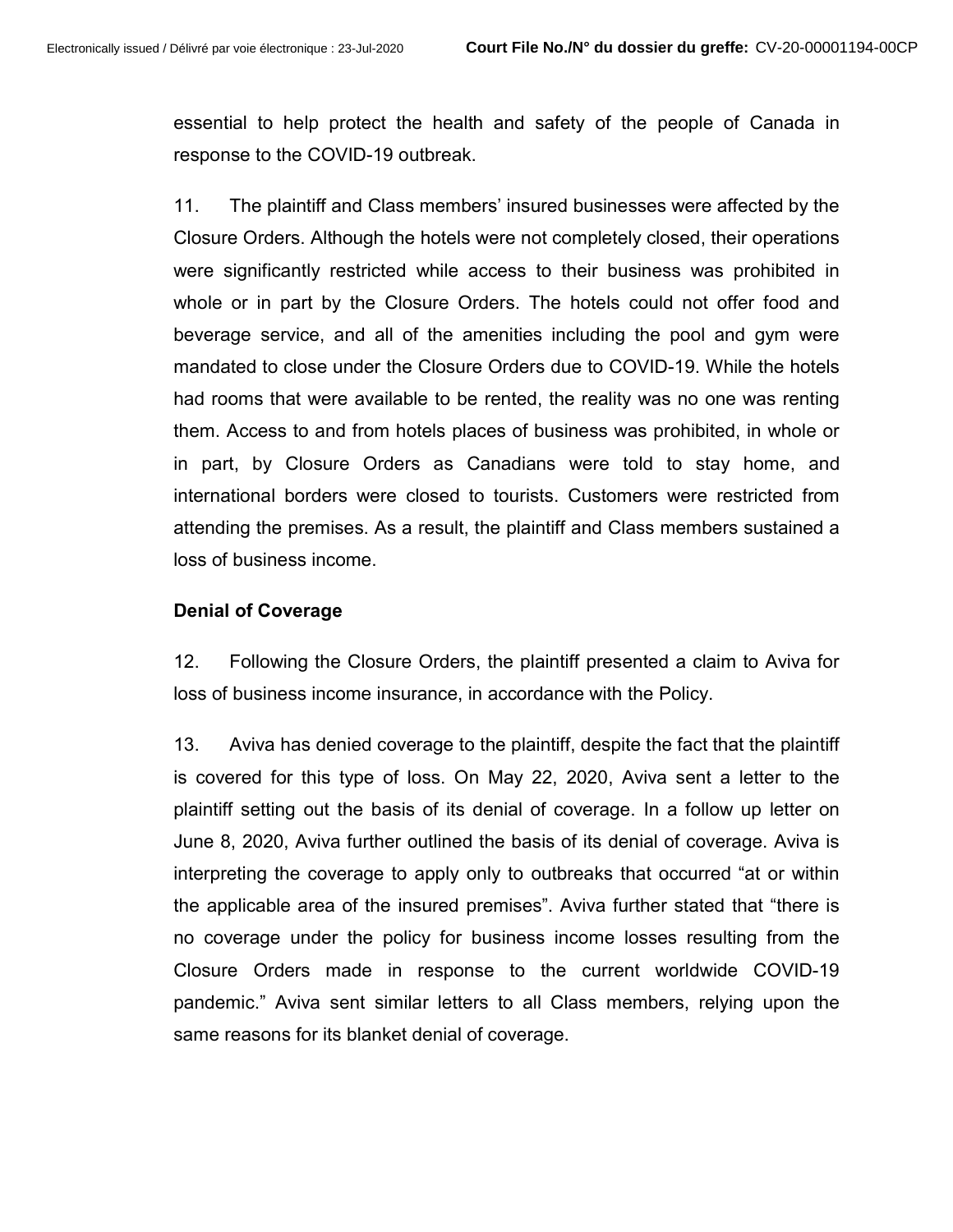essential to help protect the health and safety of the people of Canada in response to the COVID-19 outbreak.

11. The plaintiff and Class members' insured businesses were affected by the Closure Orders. Although the hotels were not completely closed, their operations were significantly restricted while access to their business was prohibited in whole or in part by the Closure Orders. The hotels could not offer food and beverage service, and all of the amenities including the pool and gym were mandated to close under the Closure Orders due to COVID-19. While the hotels had rooms that were available to be rented, the reality was no one was renting them. Access to and from hotels places of business was prohibited, in whole or in part, by Closure Orders as Canadians were told to stay home, and international borders were closed to tourists. Customers were restricted from attending the premises. As a result, the plaintiff and Class members sustained a loss of business income.

**Denial of Coverage**

12. Following the Closure Orders, the plaintiff presented a claim to Aviva for loss of business income insurance, in accordance with the Policy.

13. Aviva has denied coverage to the plaintiff, despite the fact that the plaintiff is covered for this type of loss. On May 22, 2020, Aviva sent a letter to the plaintiff setting out the basis of its denial of coverage. In a follow up letter on June 8, 2020, Aviva further outlined the basis of its denial of coverage. Aviva is interpreting the coverage to apply only to outbreaks that occurred "at or within the applicable area of the insured premises". Aviva further stated that "there is no coverage under the policy for business income losses resulting from the Closure Orders made in response to the current worldwide COVID-19 pandemic." Aviva sent similar letters to all Class members, relying upon the same reasons for its blanket denial of coverage.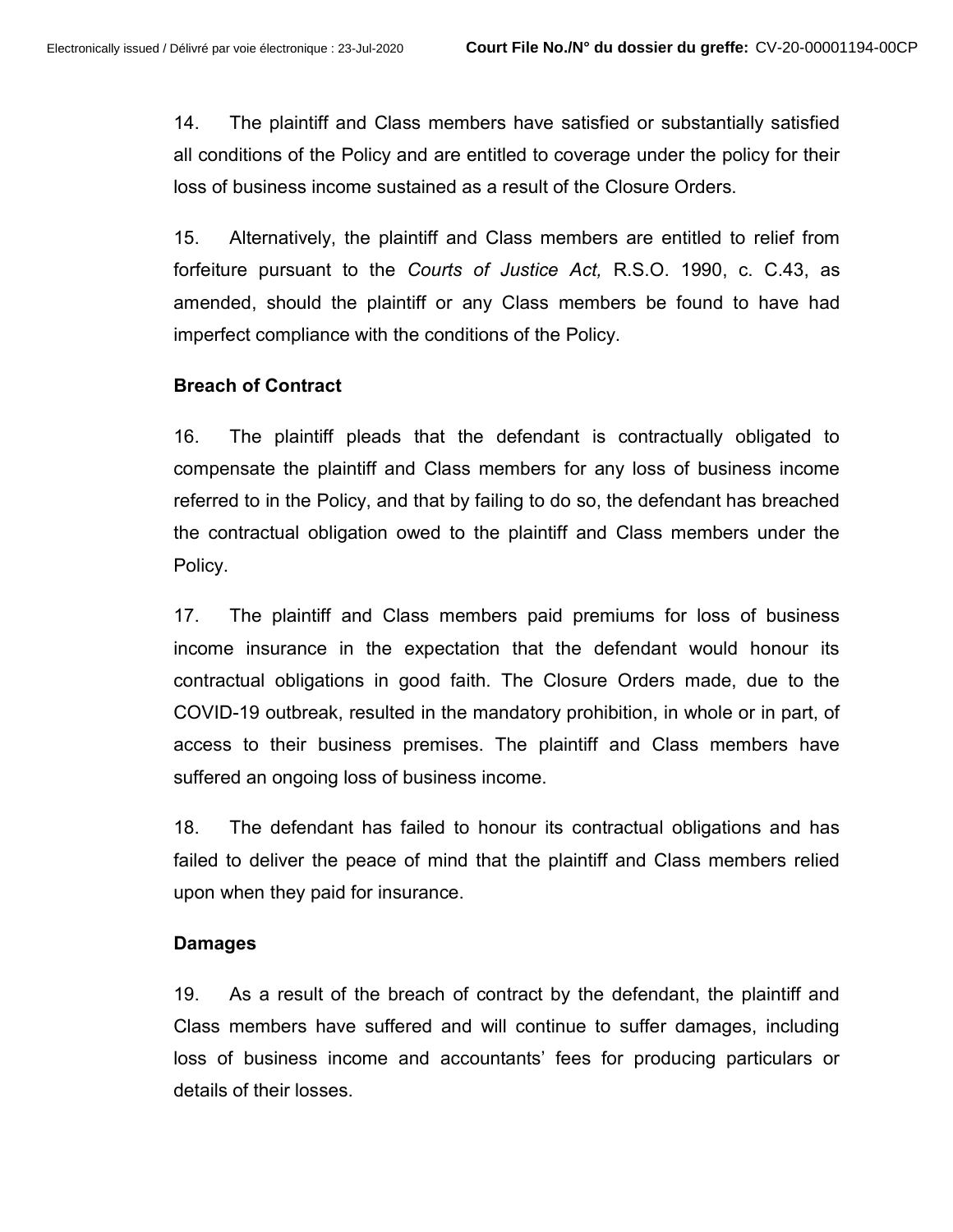14. The plaintiff and Class members have satisfied or substantially satisfied all conditions of the Policy and are entitled to coverage under the policy for their loss of business income sustained as a result of the Closure Orders.

15. Alternatively, the plaintiff and Class members are entitled to relief from forfeiture pursuant to the *Courts of Justice Act,* R.S.O. 1990, c. C.43, as amended, should the plaintiff or any Class members be found to have had imperfect compliance with the conditions of the Policy.

**Breach of Contract**

16. The plaintiff pleads that the defendant is contractually obligated to compensate the plaintiff and Class members for any loss of business income referred to in the Policy, and that by failing to do so, the defendant has breached the contractual obligation owed to the plaintiff and Class members under the Policy.

17. The plaintiff and Class members paid premiums for loss of business income insurance in the expectation that the defendant would honour its contractual obligations in good faith. The Closure Orders made, due to the COVID-19 outbreak, resulted in the mandatory prohibition, in whole or in part, of access to their business premises. The plaintiff and Class members have suffered an ongoing loss of business income.

18. The defendant has failed to honour its contractual obligations and has failed to deliver the peace of mind that the plaintiff and Class members relied upon when they paid for insurance.

**Damages**

19. As a result of the breach of contract by the defendant, the plaintiff and Class members have suffered and will continue to suffer damages, including loss of business income and accountants' fees for producing particulars or details of their losses.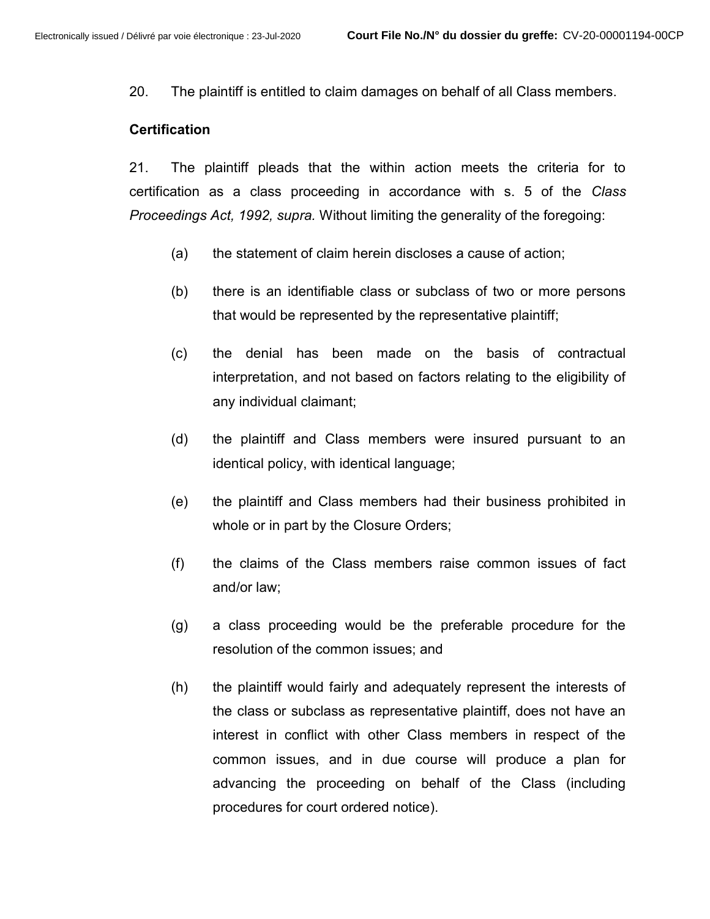20. The plaintiff is entitled to claim damages on behalf of all Class members.

**Certification**

21. The plaintiff pleads that the within action meets the criteria for to certification as a class proceeding in accordance with s. 5 of the *Class Proceedings Act, 1992, supra.* Without limiting the generality of the foregoing:

(a) the statement of claim herein discloses a cause of action;

(b) there is an identifiable class or subclass of two or more persons that would be represented by the representative plaintiff;

(c) the denial has been made on the basis of contractual interpretation, and not based on factors relating to the eligibility of any individual claimant;

(d) the plaintiff and Class members were insured pursuant to an identical policy, with identical language;

(e) the plaintiff and Class members had their business prohibited in whole or in part by the Closure Orders;

(f) the claims of the Class members raise common issues of fact and/or law;

(g) a class proceeding would be the preferable procedure for the resolution of the common issues; and

(h) the plaintiff would fairly and adequately represent the interests of the class or subclass as representative plaintiff, does not have an interest in conflict with other Class members in respect of the common issues, and in due course will produce a plan for advancing the proceeding on behalf of the Class (including procedures for court ordered notice).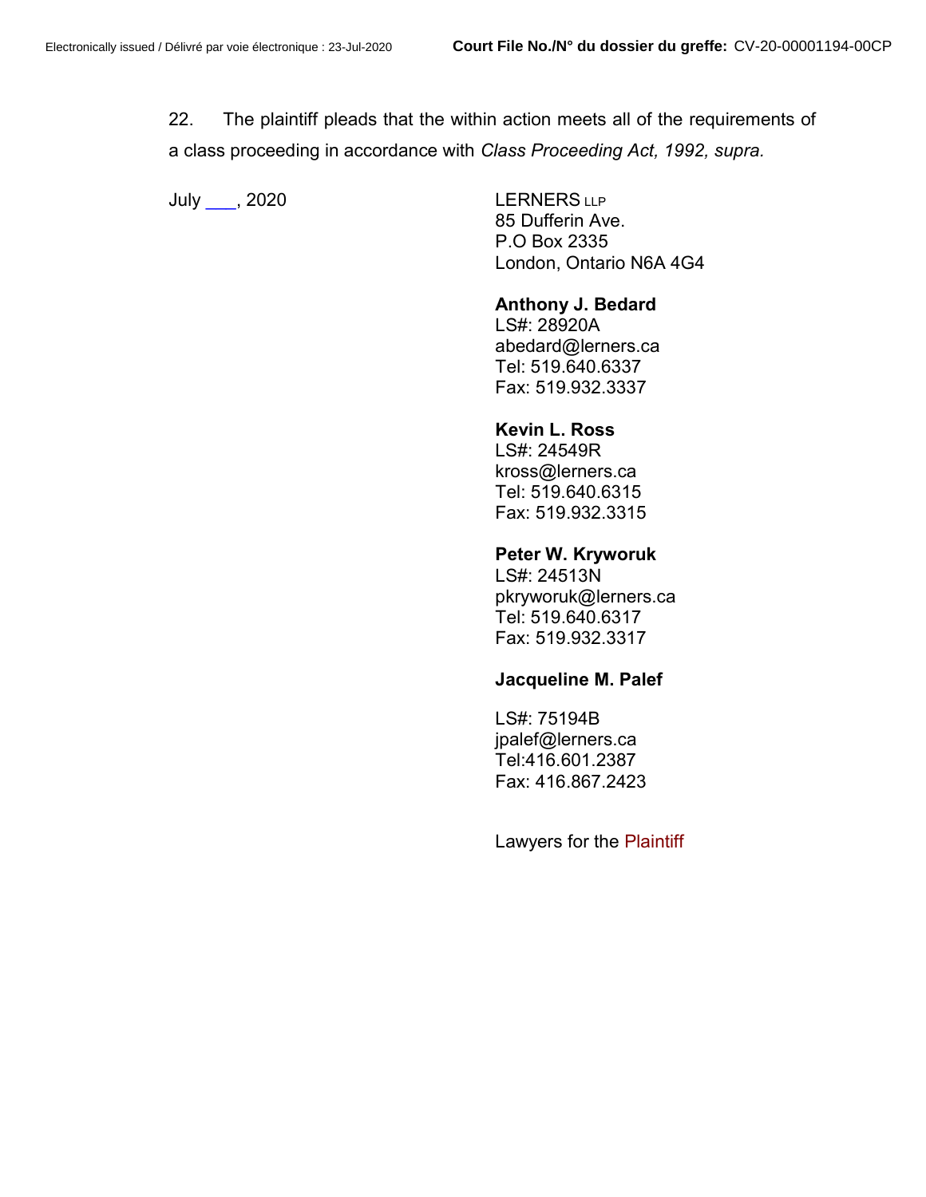22. The plaintiff pleads that the within action meets all of the requirements of a class proceeding in accordance with *Class Proceeding Act, 1992, supra.*

July ___, 2020

LERNERS LLP
85 Dufferin Ave.
P.O Box 2335
London, Ontario N6A 4G4

**Anthony J. Bedard**
LS#: 28920A
abedard@lerners.ca
Tel: 519.640.6337
Fax: 519.932.3337

**Kevin L. Ross**
LS#: 24549R
kross@lerners.ca
Tel: 519.640.6315
Fax: 519.932.3315

**Peter W. Kryworuk**
LS#: 24513N
pkryworuk@lerners.ca
Tel: 519.640.6317
Fax: 519.932.3317

**Jacqueline M. Palef**

LS#: 75194B
jpalef@lerners.ca
Tel:416.601.2387
Fax: 416.867.2423

Lawyers for the Plaintiff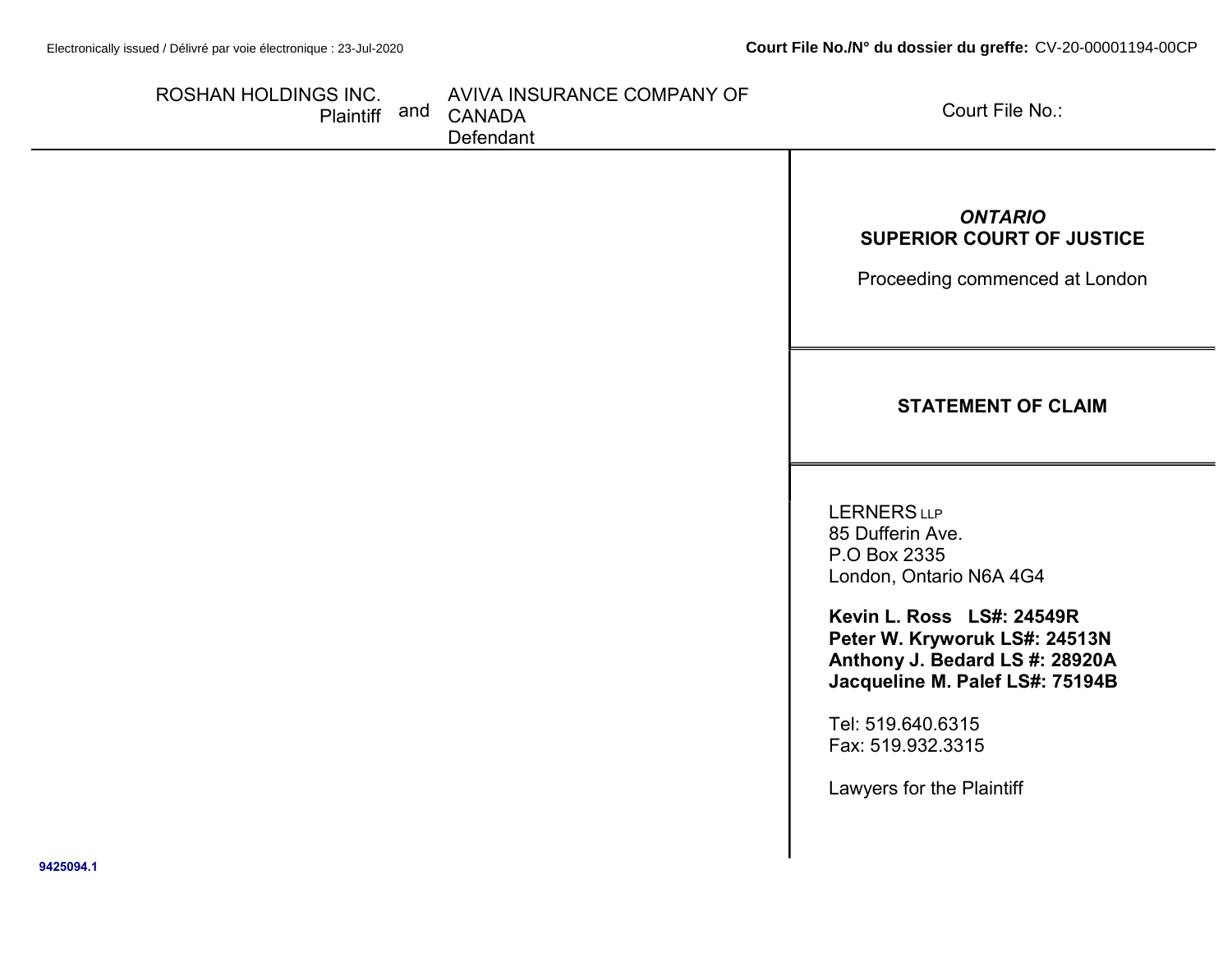Electronically issued / Délivré par voie électronique : 23-Jul-2020

**Court File No./N° du dossier du greffe:** CV-20-00001194-00CP

| | | | |
|---|---|---|---|
| ROSHAN HOLDINGS INC. Plaintiff | and | AVIVA INSURANCE COMPANY OF CANADA Defendant | Court File No.: |

***ONTARIO***
**SUPERIOR COURT OF JUSTICE**

Proceeding commenced at London

**STATEMENT OF CLAIM**

LERNERS LLP
85 Dufferin Ave.
P.O Box 2335
London, Ontario N6A 4G4

**Kevin L. Ross LS#: 24549R**
**Peter W. Kryworuk LS#: 24513N**
**Anthony J. Bedard LS #: 28920A**
**Jacqueline M. Palef LS#: 75194B**

Tel: 519.640.6315
Fax: 519.932.3315

Lawyers for the Plaintiff

**9425094.1**